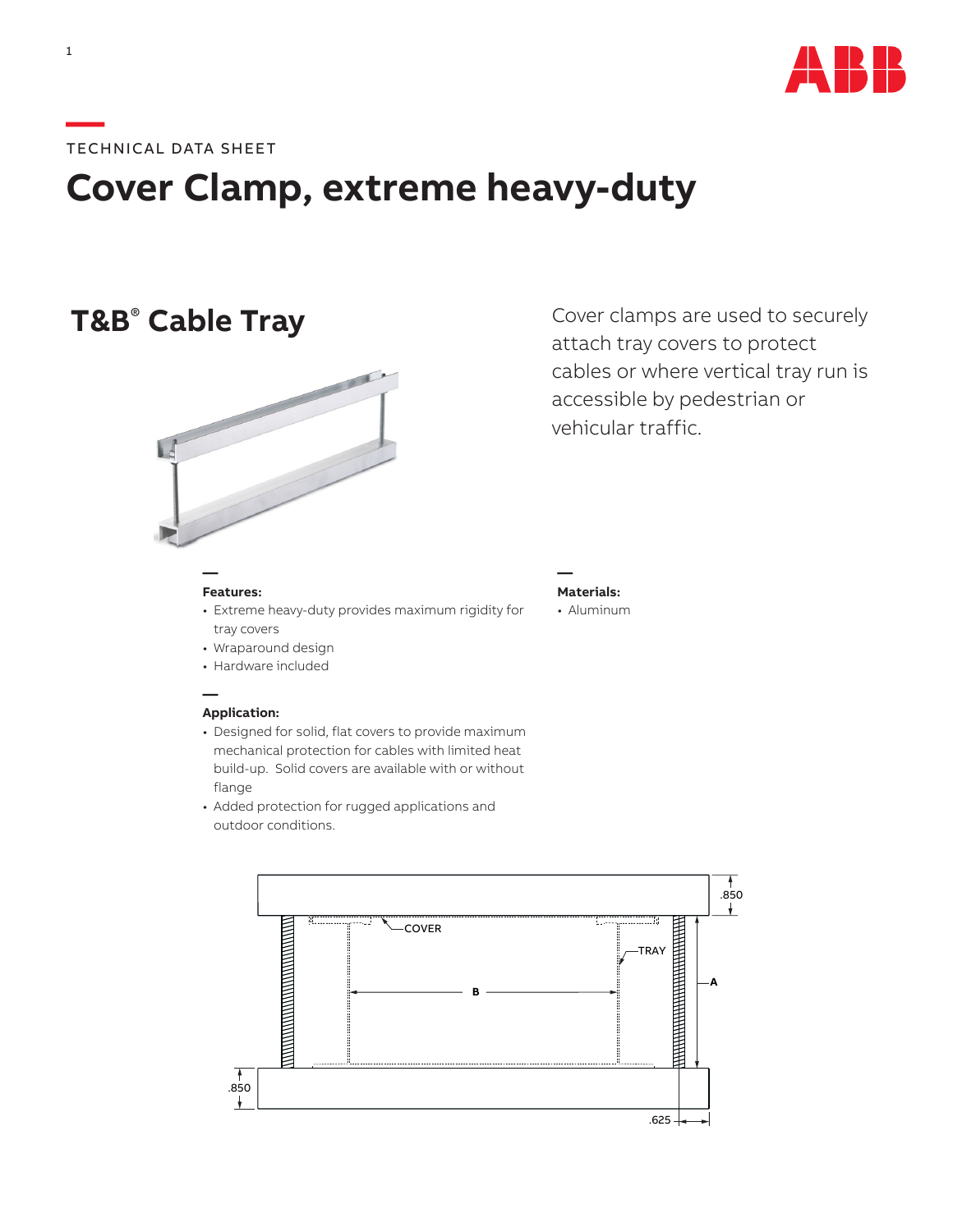TECHNICAL DATA SHEET

# Cover Clamp, extreme heavy-duty

## T&B® Cable Tray

Cover clamps are used to securely attach tray covers to protect cables or where vertical tray run is accessible by pedestrian or vehicular traffic.

**Features:**

- Extreme heavy-duty provides maximum rigidity for tray covers
- Wraparound design
- Hardware included

**Materials:**

- Aluminum

**Application:**

- Designed for solid, flat covers to provide maximum mechanical protection for cables with limited heat build-up. Solid covers are available with or without flange
- Added protection for rugged applications and outdoor conditions.

.850

COVER

TRAY

A

B

.850

.625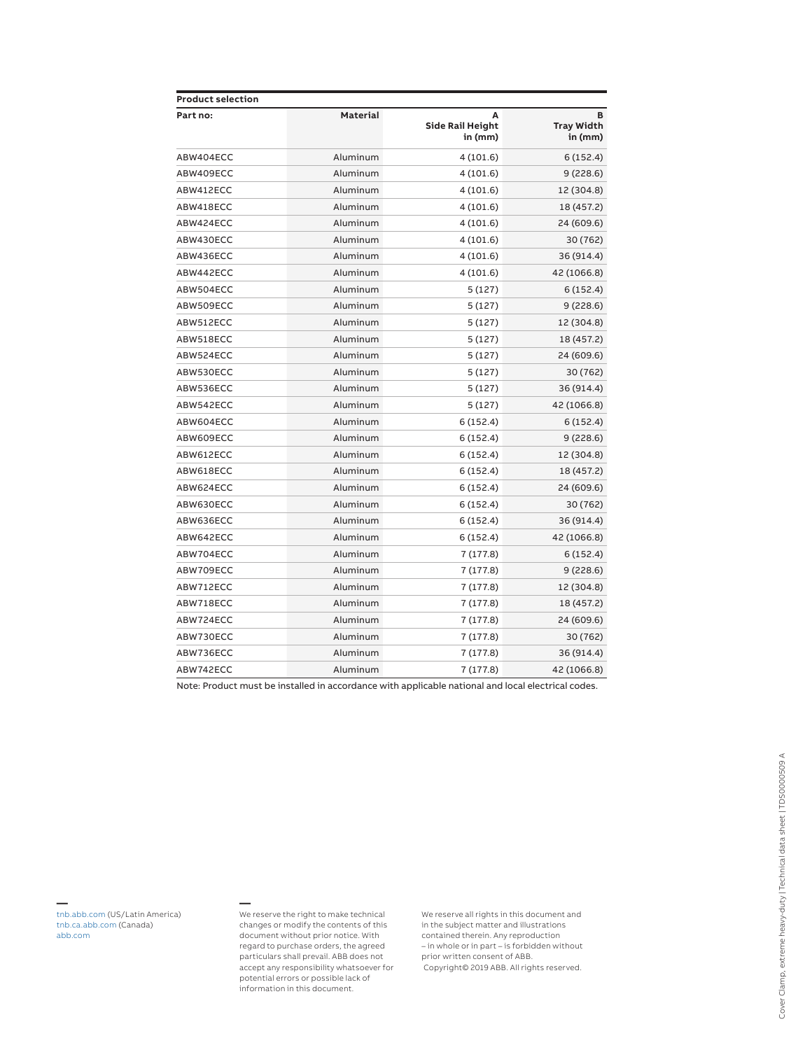**Product selection**

| Part no: | Material | A<br>Side Rail Height<br>in (mm) | B<br>Tray Width<br>in (mm) |
|---|---|---|---|
| ABW404ECC | Aluminum | 4 (101.6) | 6 (152.4) |
| ABW409ECC | Aluminum | 4 (101.6) | 9 (228.6) |
| ABW412ECC | Aluminum | 4 (101.6) | 12 (304.8) |
| ABW418ECC | Aluminum | 4 (101.6) | 18 (457.2) |
| ABW424ECC | Aluminum | 4 (101.6) | 24 (609.6) |
| ABW430ECC | Aluminum | 4 (101.6) | 30 (762) |
| ABW436ECC | Aluminum | 4 (101.6) | 36 (914.4) |
| ABW442ECC | Aluminum | 4 (101.6) | 42 (1066.8) |
| ABW504ECC | Aluminum | 5 (127) | 6 (152.4) |
| ABW509ECC | Aluminum | 5 (127) | 9 (228.6) |
| ABW512ECC | Aluminum | 5 (127) | 12 (304.8) |
| ABW518ECC | Aluminum | 5 (127) | 18 (457.2) |
| ABW524ECC | Aluminum | 5 (127) | 24 (609.6) |
| ABW530ECC | Aluminum | 5 (127) | 30 (762) |
| ABW536ECC | Aluminum | 5 (127) | 36 (914.4) |
| ABW542ECC | Aluminum | 5 (127) | 42 (1066.8) |
| ABW604ECC | Aluminum | 6 (152.4) | 6 (152.4) |
| ABW609ECC | Aluminum | 6 (152.4) | 9 (228.6) |
| ABW612ECC | Aluminum | 6 (152.4) | 12 (304.8) |
| ABW618ECC | Aluminum | 6 (152.4) | 18 (457.2) |
| ABW624ECC | Aluminum | 6 (152.4) | 24 (609.6) |
| ABW630ECC | Aluminum | 6 (152.4) | 30 (762) |
| ABW636ECC | Aluminum | 6 (152.4) | 36 (914.4) |
| ABW642ECC | Aluminum | 6 (152.4) | 42 (1066.8) |
| ABW704ECC | Aluminum | 7 (177.8) | 6 (152.4) |
| ABW709ECC | Aluminum | 7 (177.8) | 9 (228.6) |
| ABW712ECC | Aluminum | 7 (177.8) | 12 (304.8) |
| ABW718ECC | Aluminum | 7 (177.8) | 18 (457.2) |
| ABW724ECC | Aluminum | 7 (177.8) | 24 (609.6) |
| ABW730ECC | Aluminum | 7 (177.8) | 30 (762) |
| ABW736ECC | Aluminum | 7 (177.8) | 36 (914.4) |
| ABW742ECC | Aluminum | 7 (177.8) | 42 (1066.8) |

Note: Product must be installed in accordance with applicable national and local electrical codes.

—

tnb.abb.com (US/Latin America)
tnb.ca.abb.com (Canada)
abb.com

—

We reserve the right to make technical changes or modify the contents of this document without prior notice. With regard to purchase orders, the agreed particulars shall prevail. ABB does not accept any responsibility whatsoever for potential errors or possible lack of information in this document.

We reserve all rights in this document and in the subject matter and illustrations contained therein. Any reproduction – in whole or in part – is forbidden without prior written consent of ABB.
Copyright© 2019 ABB. All rights reserved.